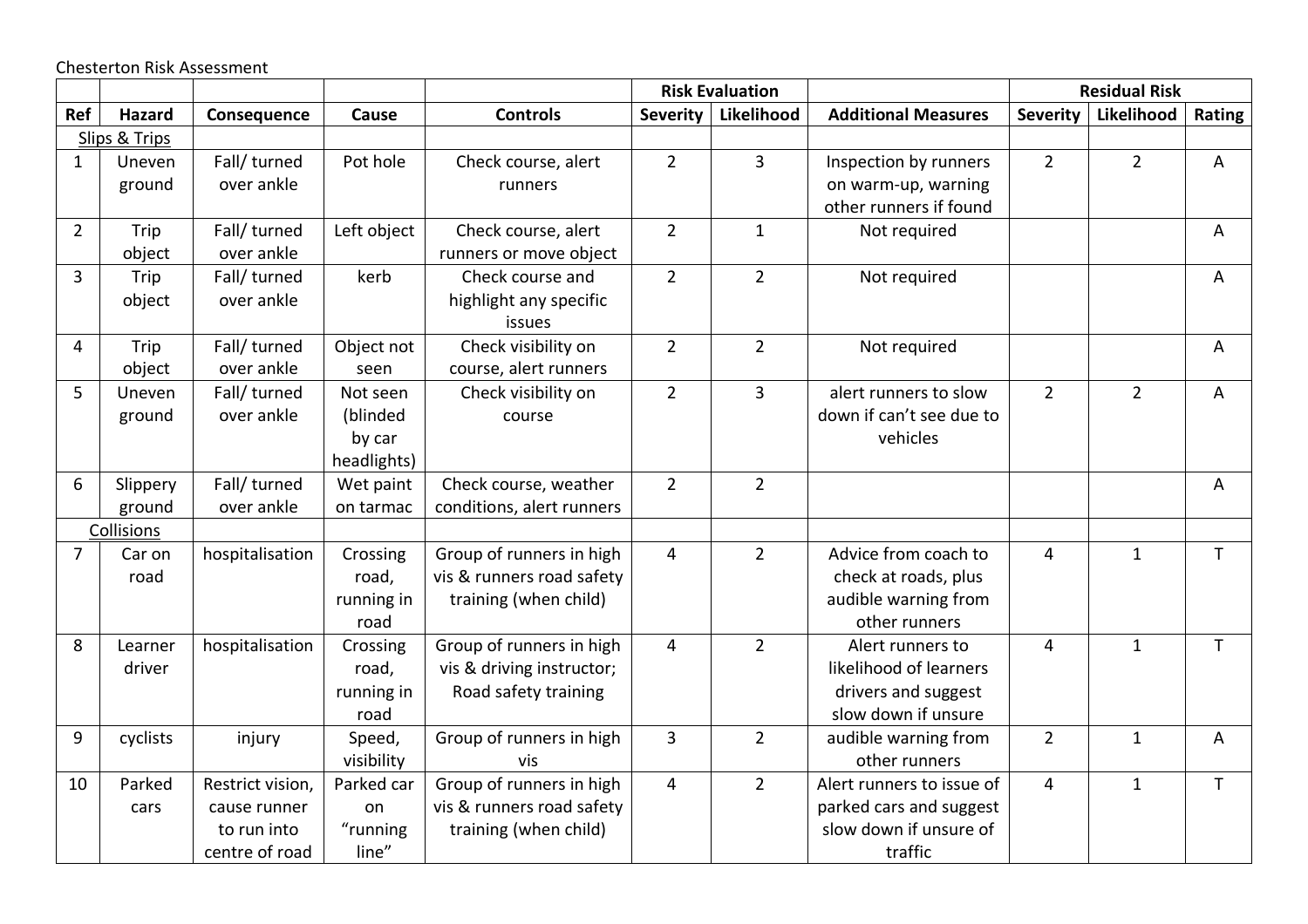Chesterton Risk Assessment

| | | | | | Risk Evaluation | | | Residual Risk | | |
|---|---|---|---|---|---|---|---|---|---|---|
| Ref | Hazard | Consequence | Cause | Controls | Severity | Likelihood | Additional Measures | Severity | Likelihood | Rating |
| Slips & Trips | | | | | | | | | | |
| 1 | Uneven ground | Fall/ turned over ankle | Pot hole | Check course, alert runners | 2 | 3 | Inspection by runners on warm-up, warning other runners if found | 2 | 2 | A |
| 2 | Trip object | Fall/ turned over ankle | Left object | Check course, alert runners or move object | 2 | 1 | Not required | | | A |
| 3 | Trip object | Fall/ turned over ankle | kerb | Check course and highlight any specific issues | 2 | 2 | Not required | | | A |
| 4 | Trip object | Fall/ turned over ankle | Object not seen | Check visibility on course, alert runners | 2 | 2 | Not required | | | A |
| 5 | Uneven ground | Fall/ turned over ankle | Not seen (blinded by car headlights) | Check visibility on course | 2 | 3 | alert runners to slow down if can't see due to vehicles | 2 | 2 | A |
| 6 | Slippery ground | Fall/ turned over ankle | Wet paint on tarmac | Check course, weather conditions, alert runners | 2 | 2 | | | | A |
| Collisions | | | | | | | | | | |
| 7 | Car on road | hospitalisation | Crossing road, running in road | Group of runners in high vis & runners road safety training (when child) | 4 | 2 | Advice from coach to check at roads, plus audible warning from other runners | 4 | 1 | T |
| 8 | Learner driver | hospitalisation | Crossing road, running in road | Group of runners in high vis & driving instructor; Road safety training | 4 | 2 | Alert runners to likelihood of learners drivers and suggest slow down if unsure | 4 | 1 | T |
| 9 | cyclists | injury | Speed, visibility | Group of runners in high vis | 3 | 2 | audible warning from other runners | 2 | 1 | A |
| 10 | Parked cars | Restrict vision, cause runner to run into centre of road | Parked car on "running line" | Group of runners in high vis & runners road safety training (when child) | 4 | 2 | Alert runners to issue of parked cars and suggest slow down if unsure of traffic | 4 | 1 | T |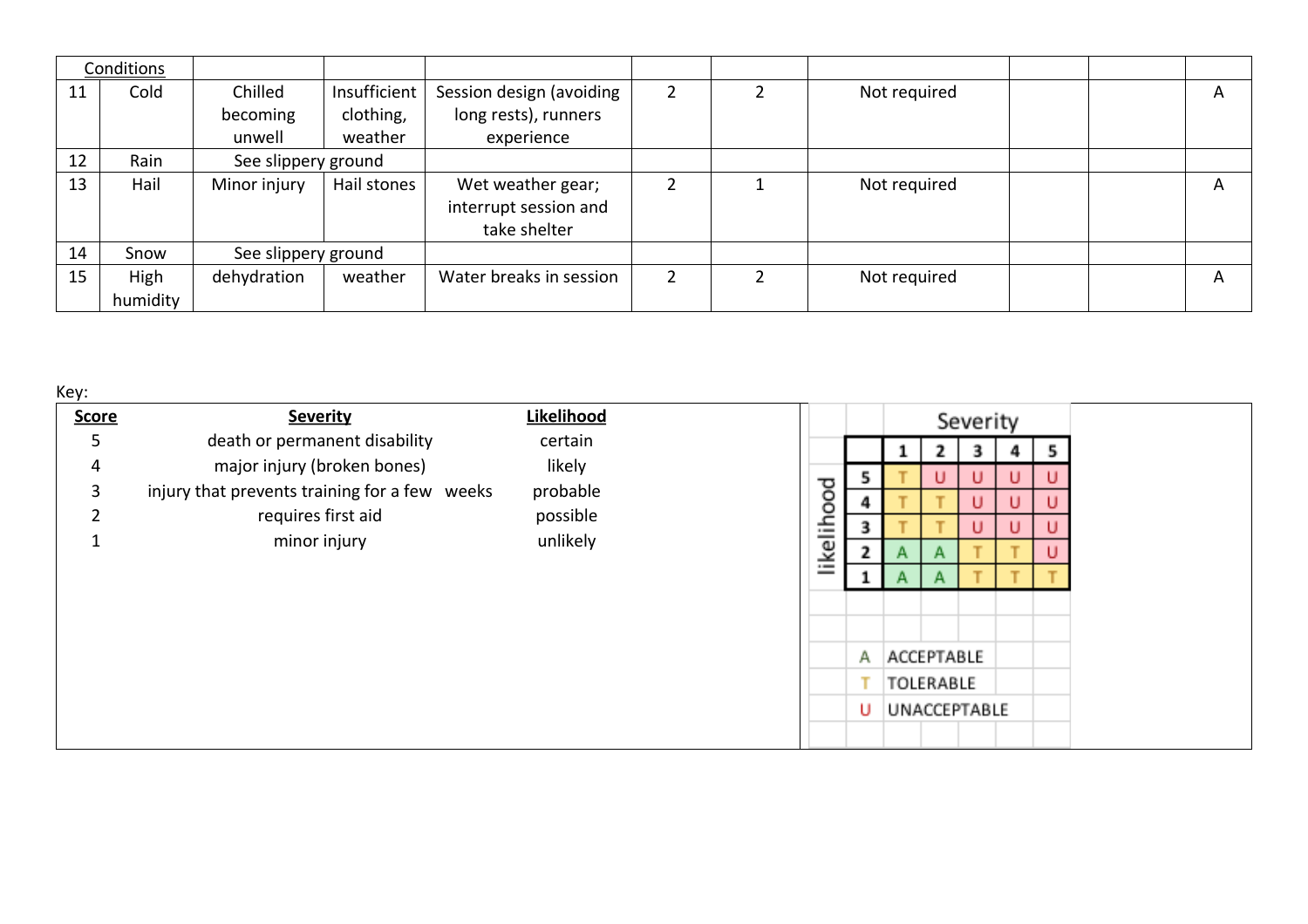| | | | | | | | | | | |
|---|---|---|---|---|---|---|---|---|---|---|
| Conditions | | | | | | | | | | |
| 11 | Cold | Chilled becoming unwell | Insufficient clothing, weather | Session design (avoiding long rests), runners experience | 2 | 2 | Not required | | | A |
| 12 | Rain | See slippery ground | | | | | | | | |
| 13 | Hail | Minor injury | Hail stones | Wet weather gear; interrupt session and take shelter | 2 | 1 | Not required | | | A |
| 14 | Snow | See slippery ground | | | | | | | | |
| 15 | High humidity | dehydration | weather | Water breaks in session | 2 | 2 | Not required | | | A |

Key:

| Score | Severity | Likelihood |
|---|---|---|
| 5 | death or permanent disability | certain |
| 4 | major injury (broken bones) | likely |
| 3 | injury that prevents training for a few weeks | probable |
| 2 | requires first aid | possible |
| 1 | minor injury | unlikely |

| likelihood \ Severity | 1 | 2 | 3 | 4 | 5 |
|---|---|---|---|---|---|
| 5 | T | U | U | U | U |
| 4 | T | T | U | U | U |
| 3 | T | T | U | U | U |
| 2 | A | A | T | T | U |
| 1 | A | A | T | T | T |

A ACCEPTABLE

T TOLERABLE

U UNACCEPTABLE